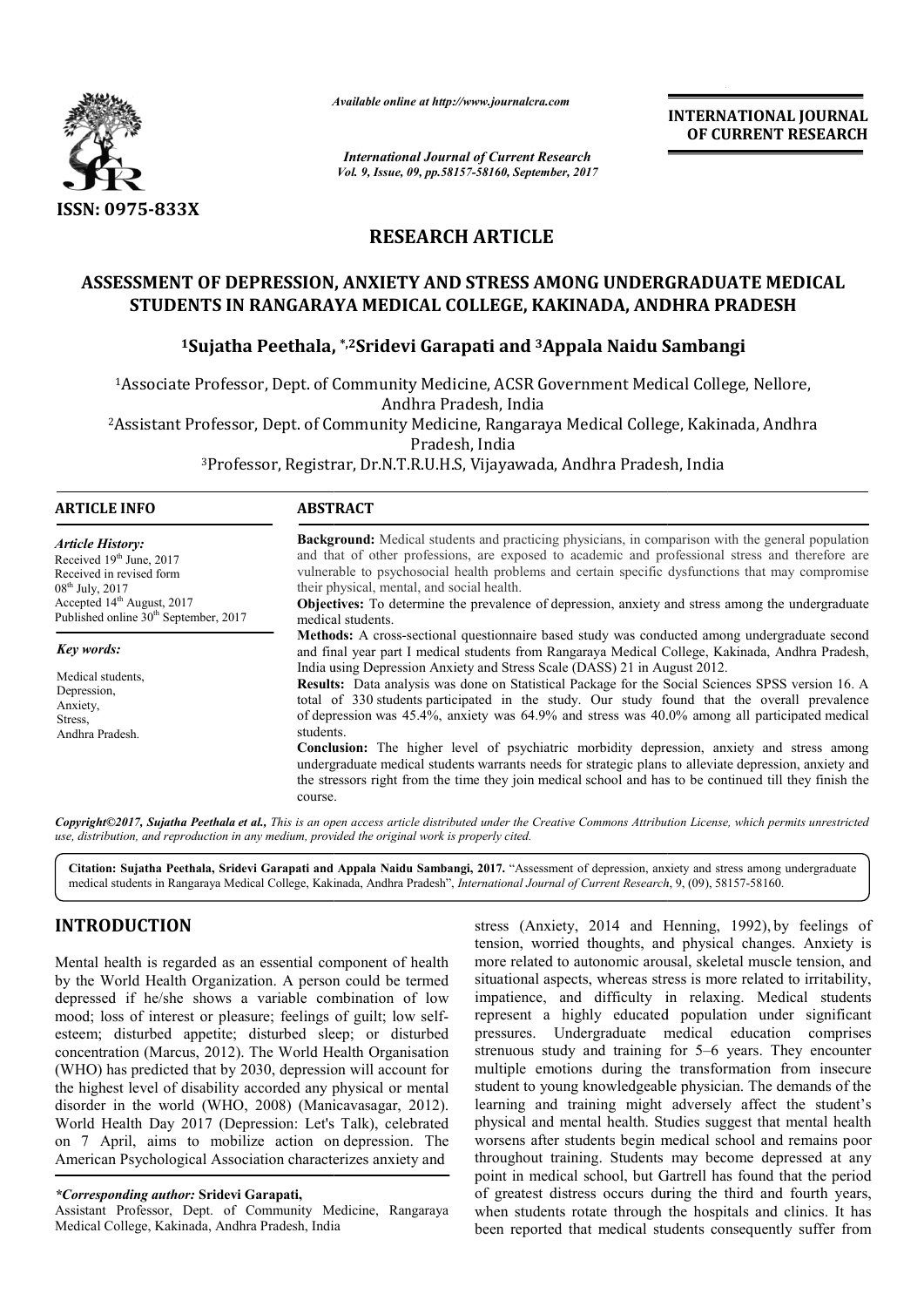ISSN: 0975-833X

*Available online at http://www.journalcra.com*

*International Journal of Current Research*
*Vol. 9, Issue, 09, pp.58157-58160, September, 2017*

**INTERNATIONAL JOURNAL OF CURRENT RESEARCH**

## RESEARCH ARTICLE

# ASSESSMENT OF DEPRESSION, ANXIETY AND STRESS AMONG UNDERGRADUATE MEDICAL STUDENTS IN RANGARAYA MEDICAL COLLEGE, KAKINADA, ANDHRA PRADESH

**[1]Sujatha Peethala, *,[2]Sridevi Garapati and [3]Appala Naidu Sambangi**

[1]Associate Professor, Dept. of Community Medicine, ACSR Government Medical College, Nellore, Andhra Pradesh, India

[2]Assistant Professor, Dept. of Community Medicine, Rangaraya Medical College, Kakinada, Andhra Pradesh, India

[3]Professor, Registrar, Dr.N.T.R.U.H.S, Vijayawada, Andhra Pradesh, India

**ARTICLE INFO**

*Article History:*

Received 19th June, 2017
Received in revised form 08th July, 2017
Accepted 14th August, 2017
Published online 30th September, 2017

*Key words:*

Medical students,
Depression,
Anxiety,
Stress,
Andhra Pradesh.

**ABSTRACT**

**Background:** Medical students and practicing physicians, in comparison with the general population and that of other professions, are exposed to academic and professional stress and therefore are vulnerable to psychosocial health problems and certain specific dysfunctions that may compromise their physical, mental, and social health.

**Objectives:** To determine the prevalence of depression, anxiety and stress among the undergraduate medical students.

**Methods:** A cross-sectional questionnaire based study was conducted among undergraduate second and final year part I medical students from Rangaraya Medical College, Kakinada, Andhra Pradesh, India using Depression Anxiety and Stress Scale (DASS) 21 in August 2012.

**Results:** Data analysis was done on Statistical Package for the Social Sciences SPSS version 16. A total of 330 students participated in the study. Our study found that the overall prevalence of depression was 45.4%, anxiety was 64.9% and stress was 40.0% among all participated medical students.

**Conclusion:** The higher level of psychiatric morbidity depression, anxiety and stress among undergraduate medical students warrants needs for strategic plans to alleviate depression, anxiety and the stressors right from the time they join medical school and has to be continued till they finish the course.

***Copyright©2017, Sujatha Peethala et al.,*** *This is an open access article distributed under the Creative Commons Attribution License, which permits unrestricted use, distribution, and reproduction in any medium, provided the original work is properly cited.*

**Citation: Sujatha Peethala, Sridevi Garapati and Appala Naidu Sambangi, 2017.** "Assessment of depression, anxiety and stress among undergraduate medical students in Rangaraya Medical College, Kakinada, Andhra Pradesh", *International Journal of Current Research*, 9, (09), 58157-58160.

## INTRODUCTION

Mental health is regarded as an essential component of health by the World Health Organization. A person could be termed depressed if he/she shows a variable combination of low mood; loss of interest or pleasure; feelings of guilt; low self-esteem; disturbed appetite; disturbed sleep; or disturbed concentration (Marcus, 2012). The World Health Organisation (WHO) has predicted that by 2030, depression will account for the highest level of disability accorded any physical or mental disorder in the world (WHO, 2008) (Manicavasagar, 2012). World Health Day 2017 (Depression: Let's Talk), celebrated on 7 April, aims to mobilize action on depression. The American Psychological Association characterizes anxiety and stress (Anxiety, 2014 and Henning, 1992), by feelings of tension, worried thoughts, and physical changes. Anxiety is more related to autonomic arousal, skeletal muscle tension, and situational aspects, whereas stress is more related to irritability, impatience, and difficulty in relaxing. Medical students represent a highly educated population under significant pressures. Undergraduate medical education comprises strenuous study and training for 5–6 years. They encounter multiple emotions during the transformation from insecure student to young knowledgeable physician. The demands of the learning and training might adversely affect the student's physical and mental health. Studies suggest that mental health worsens after students begin medical school and remains poor throughout training. Students may become depressed at any point in medical school, but Gartrell has found that the period of greatest distress occurs during the third and fourth years, when students rotate through the hospitals and clinics. It has been reported that medical students consequently suffer from

***Corresponding author:* Sridevi Garapati,**
Assistant Professor, Dept. of Community Medicine, Rangaraya Medical College, Kakinada, Andhra Pradesh, India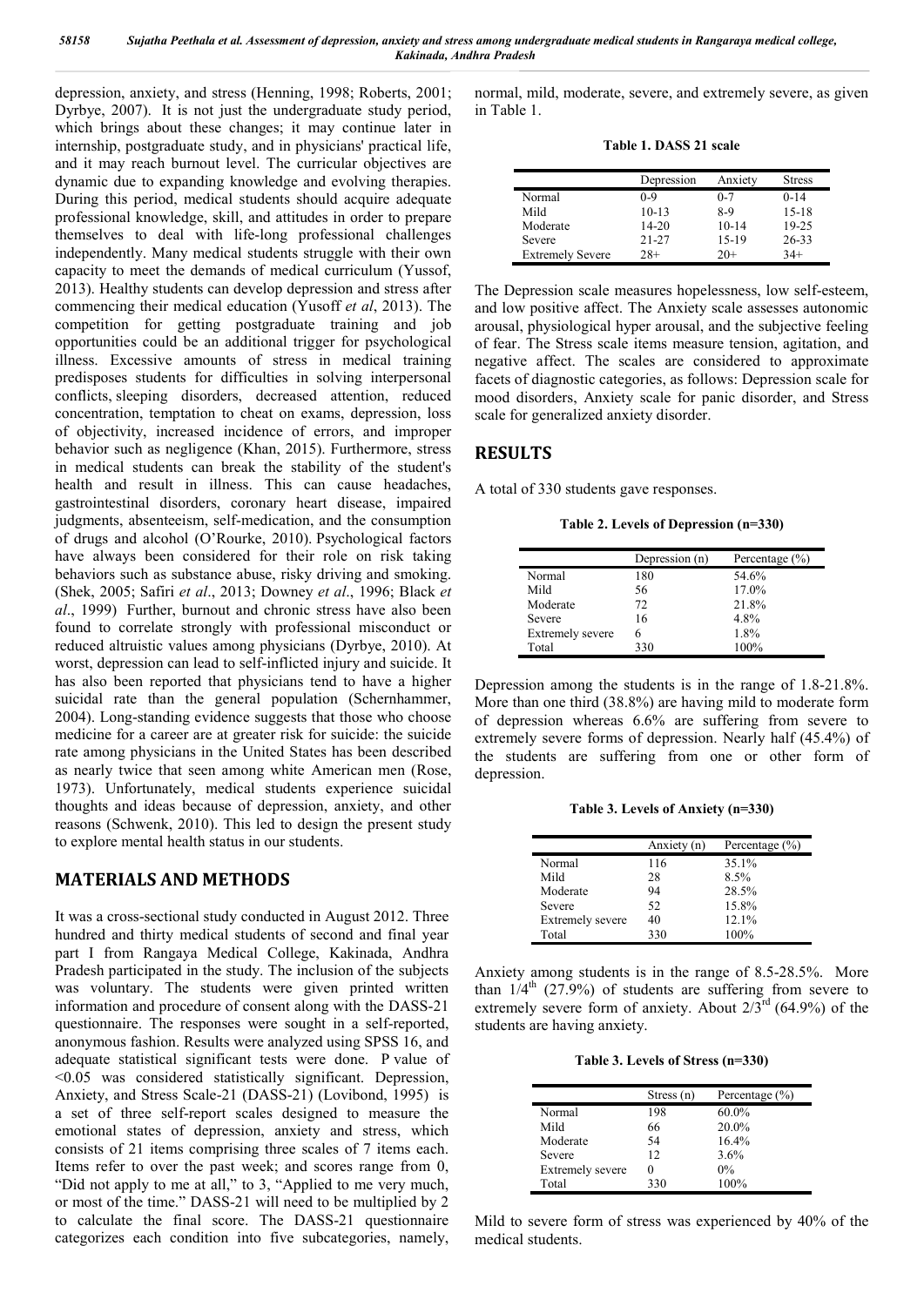depression, anxiety, and stress (Henning, 1998; Roberts, 2001; Dyrbye, 2007). It is not just the undergraduate study period, which brings about these changes; it may continue later in internship, postgraduate study, and in physicians' practical life, and it may reach burnout level. The curricular objectives are dynamic due to expanding knowledge and evolving therapies. During this period, medical students should acquire adequate professional knowledge, skill, and attitudes in order to prepare themselves to deal with life-long professional challenges independently. Many medical students struggle with their own capacity to meet the demands of medical curriculum (Yussof, 2013). Healthy students can develop depression and stress after commencing their medical education (Yusoff *et al*, 2013). The competition for getting postgraduate training and job opportunities could be an additional trigger for psychological illness. Excessive amounts of stress in medical training predisposes students for difficulties in solving interpersonal conflicts, sleeping disorders, decreased attention, reduced concentration, temptation to cheat on exams, depression, loss of objectivity, increased incidence of errors, and improper behavior such as negligence (Khan, 2015). Furthermore, stress in medical students can break the stability of the student's health and result in illness. This can cause headaches, gastrointestinal disorders, coronary heart disease, impaired judgments, absenteeism, self-medication, and the consumption of drugs and alcohol (O'Rourke, 2010). Psychological factors have always been considered for their role on risk taking behaviors such as substance abuse, risky driving and smoking. (Shek, 2005; Safiri *et al*., 2013; Downey *et al*., 1996; Black *et al*., 1999) Further, burnout and chronic stress have also been found to correlate strongly with professional misconduct or reduced altruistic values among physicians (Dyrbye, 2010). At worst, depression can lead to self-inflicted injury and suicide. It has also been reported that physicians tend to have a higher suicidal rate than the general population (Schernhammer, 2004). Long-standing evidence suggests that those who choose medicine for a career are at greater risk for suicide: the suicide rate among physicians in the United States has been described as nearly twice that seen among white American men (Rose, 1973). Unfortunately, medical students experience suicidal thoughts and ideas because of depression, anxiety, and other reasons (Schwenk, 2010). This led to design the present study to explore mental health status in our students.

## MATERIALS AND METHODS

It was a cross-sectional study conducted in August 2012. Three hundred and thirty medical students of second and final year part I from Rangaya Medical College, Kakinada, Andhra Pradesh participated in the study. The inclusion of the subjects was voluntary. The students were given printed written information and procedure of consent along with the DASS-21 questionnaire. The responses were sought in a self-reported, anonymous fashion. Results were analyzed using SPSS 16, and adequate statistical significant tests were done. P value of <0.05 was considered statistically significant. Depression, Anxiety, and Stress Scale-21 (DASS-21) (Lovibond, 1995) is a set of three self-report scales designed to measure the emotional states of depression, anxiety and stress, which consists of 21 items comprising three scales of 7 items each. Items refer to over the past week; and scores range from 0, "Did not apply to me at all," to 3, "Applied to me very much, or most of the time." DASS-21 will need to be multiplied by 2 to calculate the final score. The DASS-21 questionnaire categorizes each condition into five subcategories, namely, normal, mild, moderate, severe, and extremely severe, as given in Table 1.

**Table 1. DASS 21 scale**

| | Depression | Anxiety | Stress |
|---|---|---|---|
| Normal | 0-9 | 0-7 | 0-14 |
| Mild | 10-13 | 8-9 | 15-18 |
| Moderate | 14-20 | 10-14 | 19-25 |
| Severe | 21-27 | 15-19 | 26-33 |
| Extremely Severe | 28+ | 20+ | 34+ |

The Depression scale measures hopelessness, low self-esteem, and low positive affect. The Anxiety scale assesses autonomic arousal, physiological hyper arousal, and the subjective feeling of fear. The Stress scale items measure tension, agitation, and negative affect. The scales are considered to approximate facets of diagnostic categories, as follows: Depression scale for mood disorders, Anxiety scale for panic disorder, and Stress scale for generalized anxiety disorder.

## RESULTS

A total of 330 students gave responses.

**Table 2. Levels of Depression (n=330)**

| | Depression (n) | Percentage (%) |
|---|---|---|
| Normal | 180 | 54.6% |
| Mild | 56 | 17.0% |
| Moderate | 72 | 21.8% |
| Severe | 16 | 4.8% |
| Extremely severe | 6 | 1.8% |
| Total | 330 | 100% |

Depression among the students is in the range of 1.8-21.8%. More than one third (38.8%) are having mild to moderate form of depression whereas 6.6% are suffering from severe to extremely severe forms of depression. Nearly half (45.4%) of the students are suffering from one or other form of depression.

**Table 3. Levels of Anxiety (n=330)**

| | Anxiety (n) | Percentage (%) |
|---|---|---|
| Normal | 116 | 35.1% |
| Mild | 28 | 8.5% |
| Moderate | 94 | 28.5% |
| Severe | 52 | 15.8% |
| Extremely severe | 40 | 12.1% |
| Total | 330 | 100% |

Anxiety among students is in the range of 8.5-28.5%. More than 1/4th (27.9%) of students are suffering from severe to extremely severe form of anxiety. About 2/3rd (64.9%) of the students are having anxiety.

**Table 3. Levels of Stress (n=330)**

| | Stress (n) | Percentage (%) |
|---|---|---|
| Normal | 198 | 60.0% |
| Mild | 66 | 20.0% |
| Moderate | 54 | 16.4% |
| Severe | 12 | 3.6% |
| Extremely severe | 0 | 0% |
| Total | 330 | 100% |

Mild to severe form of stress was experienced by 40% of the medical students.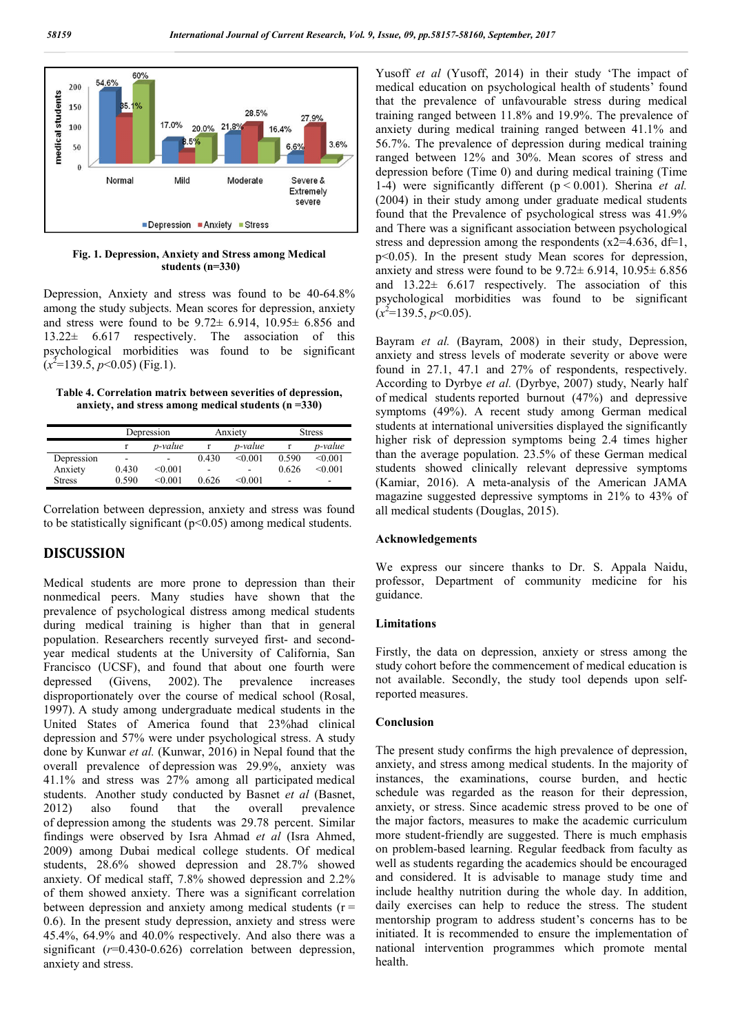Fig. 1. Depression, Anxiety and Stress among Medical students (n=330)

Depression, Anxiety and stress was found to be 40-64.8% among the study subjects. Mean scores for depression, anxiety and stress were found to be 9.72± 6.914, 10.95± 6.856 and 13.22± 6.617 respectively. The association of this psychological morbidities was found to be significant ($x^2$=139.5, *p*<0.05) (Fig.1).

**Table 4. Correlation matrix between severities of depression, anxiety, and stress among medical students (n =330)**

| | Depression | | Anxiety | | Stress | |
|---|---|---|---|---|---|---|
| | r | *p-value* | r | *p-value* | r | *p-value* |
| Depression | - | - | 0.430 | <0.001 | 0.590 | <0.001 |
| Anxiety | 0.430 | <0.001 | - | - | 0.626 | <0.001 |
| Stress | 0.590 | <0.001 | 0.626 | <0.001 | - | - |

Correlation between depression, anxiety and stress was found to be statistically significant (p<0.05) among medical students.

## DISCUSSION

Medical students are more prone to depression than their nonmedical peers. Many studies have shown that the prevalence of psychological distress among medical students during medical training is higher than that in general population. Researchers recently surveyed first- and second-year medical students at the University of California, San Francisco (UCSF), and found that about one fourth were depressed (Givens, 2002). The prevalence increases disproportionately over the course of medical school (Rosal, 1997). A study among undergraduate medical students in the United States of America found that 23%had clinical depression and 57% were under psychological stress. A study done by Kunwar *et al.* (Kunwar, 2016) in Nepal found that the overall prevalence of depression was 29.9%, anxiety was 41.1% and stress was 27% among all participated medical students. Another study conducted by Basnet *et al* (Basnet, 2012) also found that the overall prevalence of depression among the students was 29.78 percent. Similar findings were observed by Isra Ahmad *et al* (Isra Ahmed, 2009) among Dubai medical college students. Of medical students, 28.6% showed depression and 28.7% showed anxiety. Of medical staff, 7.8% showed depression and 2.2% of them showed anxiety. There was a significant correlation between depression and anxiety among medical students (r = 0.6). In the present study depression, anxiety and stress were 45.4%, 64.9% and 40.0% respectively. And also there was a significant (*r*=0.430-0.626) correlation between depression, anxiety and stress.

Yusoff *et al* (Yusoff, 2014) in their study 'The impact of medical education on psychological health of students' found that the prevalence of unfavourable stress during medical training ranged between 11.8% and 19.9%. The prevalence of anxiety during medical training ranged between 41.1% and 56.7%. The prevalence of depression during medical training ranged between 12% and 30%. Mean scores of stress and depression before (Time 0) and during medical training (Time 1-4) were significantly different (p < 0.001). Sherina *et al.* (2004) in their study among under graduate medical students found that the Prevalence of psychological stress was 41.9% and There was a significant association between psychological stress and depression among the respondents (x2=4.636, df=1, p<0.05). In the present study Mean scores for depression, anxiety and stress were found to be 9.72± 6.914, 10.95± 6.856 and 13.22± 6.617 respectively. The association of this psychological morbidities was found to be significant ($x^2$=139.5, *p*<0.05).

Bayram *et al.* (Bayram, 2008) in their study, Depression, anxiety and stress levels of moderate severity or above were found in 27.1, 47.1 and 27% of respondents, respectively. According to Dyrbye *et al.* (Dyrbye, 2007) study, Nearly half of medical students reported burnout (47%) and depressive symptoms (49%). A recent study among German medical students at international universities displayed the significantly higher risk of depression symptoms being 2.4 times higher than the average population. 23.5% of these German medical students showed clinically relevant depressive symptoms (Kamiar, 2016). A meta-analysis of the American JAMA magazine suggested depressive symptoms in 21% to 43% of all medical students (Douglas, 2015).

### Acknowledgements

We express our sincere thanks to Dr. S. Appala Naidu, professor, Department of community medicine for his guidance.

### Limitations

Firstly, the data on depression, anxiety or stress among the study cohort before the commencement of medical education is not available. Secondly, the study tool depends upon self-reported measures.

### Conclusion

The present study confirms the high prevalence of depression, anxiety, and stress among medical students. In the majority of instances, the examinations, course burden, and hectic schedule was regarded as the reason for their depression, anxiety, or stress. Since academic stress proved to be one of the major factors, measures to make the academic curriculum more student-friendly are suggested. There is much emphasis on problem-based learning. Regular feedback from faculty as well as students regarding the academics should be encouraged and considered. It is advisable to manage study time and include healthy nutrition during the whole day. In addition, daily exercises can help to reduce the stress. The student mentorship program to address student's concerns has to be initiated. It is recommended to ensure the implementation of national intervention programmes which promote mental health.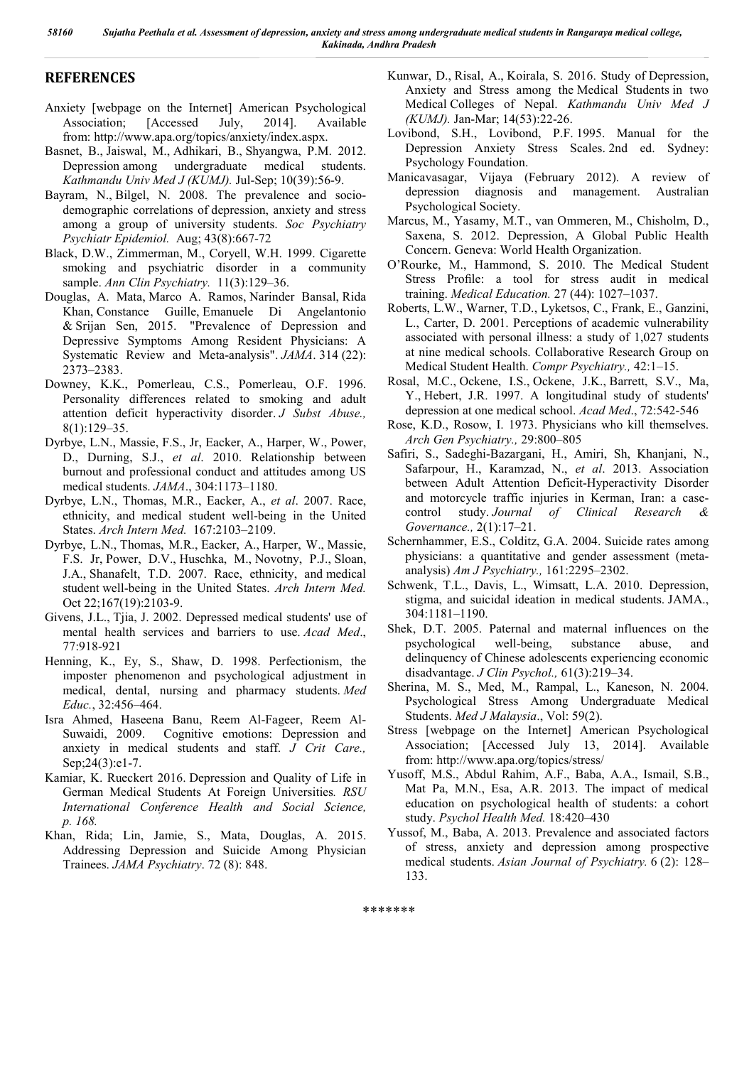## REFERENCES

Anxiety [webpage on the Internet] American Psychological Association; [Accessed July, 2014]. Available from: http://www.apa.org/topics/anxiety/index.aspx.

Basnet, B., Jaiswal, M., Adhikari, B., Shyangwa, P.M. 2012. Depression among undergraduate medical students. *Kathmandu Univ Med J (KUMJ).* Jul-Sep; 10(39):56-9.

Bayram, N., Bilgel, N. 2008. The prevalence and socio-demographic correlations of depression, anxiety and stress among a group of university students. *Soc Psychiatry Psychiatr Epidemiol.* Aug; 43(8):667-72

Black, D.W., Zimmerman, M., Coryell, W.H. 1999. Cigarette smoking and psychiatric disorder in a community sample. *Ann Clin Psychiatry.* 11(3):129–36.

Douglas, A. Mata, Marco A. Ramos, Narinder Bansal, Rida Khan, Constance Guille, Emanuele Di Angelantonio & Srijan Sen, 2015. "Prevalence of Depression and Depressive Symptoms Among Resident Physicians: A Systematic Review and Meta-analysis". *JAMA*. 314 (22): 2373–2383.

Downey, K.K., Pomerleau, C.S., Pomerleau, O.F. 1996. Personality differences related to smoking and adult attention deficit hyperactivity disorder. *J Subst Abuse.,* 8(1):129–35.

Dyrbye, L.N., Massie, F.S., Jr, Eacker, A., Harper, W., Power, D., Durning, S.J., *et al*. 2010. Relationship between burnout and professional conduct and attitudes among US medical students. *JAMA*., 304:1173–1180.

Dyrbye, L.N., Thomas, M.R., Eacker, A., *et al*. 2007. Race, ethnicity, and medical student well-being in the United States. *Arch Intern Med.* 167:2103–2109.

Dyrbye, L.N., Thomas, M.R., Eacker, A., Harper, W., Massie, F.S. Jr, Power, D.V., Huschka, M., Novotny, P.J., Sloan, J.A., Shanafelt, T.D. 2007. Race, ethnicity, and medical student well-being in the United States. *Arch Intern Med.* Oct 22;167(19):2103-9.

Givens, J.L., Tjia, J. 2002. Depressed medical students' use of mental health services and barriers to use. *Acad Med*., 77:918-921

Henning, K., Ey, S., Shaw, D. 1998. Perfectionism, the imposter phenomenon and psychological adjustment in medical, dental, nursing and pharmacy students. *Med Educ.*, 32:456–464.

Isra Ahmed, Haseena Banu, Reem Al-Fageer, Reem Al-Suwaidi, 2009. Cognitive emotions: Depression and anxiety in medical students and staff. *J Crit Care.,* Sep;24(3):e1-7.

Kamiar, K. Rueckert 2016. Depression and Quality of Life in German Medical Students At Foreign Universities*. RSU International Conference Health and Social Science, p. 168.*

Khan, Rida; Lin, Jamie, S., Mata, Douglas, A. 2015. Addressing Depression and Suicide Among Physician Trainees. *JAMA Psychiatry*. 72 (8): 848.

Kunwar, D., Risal, A., Koirala, S. 2016. Study of Depression, Anxiety and Stress among the Medical Students in two Medical Colleges of Nepal. *Kathmandu Univ Med J (KUMJ).* Jan-Mar; 14(53):22-26.

Lovibond, S.H., Lovibond, P.F. 1995. Manual for the Depression Anxiety Stress Scales. 2nd ed. Sydney: Psychology Foundation.

Manicavasagar, Vijaya (February 2012). A review of depression diagnosis and management. Australian Psychological Society.

Marcus, M., Yasamy, M.T., van Ommeren, M., Chisholm, D., Saxena, S. 2012. Depression, A Global Public Health Concern. Geneva: World Health Organization.

O'Rourke, M., Hammond, S. 2010. The Medical Student Stress Profile: a tool for stress audit in medical training. *Medical Education.* 27 (44): 1027–1037.

Roberts, L.W., Warner, T.D., Lyketsos, C., Frank, E., Ganzini, L., Carter, D. 2001. Perceptions of academic vulnerability associated with personal illness: a study of 1,027 students at nine medical schools. Collaborative Research Group on Medical Student Health. *Compr Psychiatry.,* 42:1–15.

Rosal, M.C., Ockene, I.S., Ockene, J.K., Barrett, S.V., Ma, Y., Hebert, J.R. 1997. A longitudinal study of students' depression at one medical school. *Acad Med*., 72:542-546

Rose, K.D., Rosow, I. 1973. Physicians who kill themselves. *Arch Gen Psychiatry.,* 29:800–805

Safiri, S., Sadeghi-Bazargani, H., Amiri, Sh, Khanjani, N., Safarpour, H., Karamzad, N., *et al*. 2013. Association between Adult Attention Deficit-Hyperactivity Disorder and motorcycle traffic injuries in Kerman, Iran: a case-control study. *Journal of Clinical Research & Governance.,* 2(1):17–21.

Schernhammer, E.S., Colditz, G.A. 2004. Suicide rates among physicians: a quantitative and gender assessment (meta-analysis) *Am J Psychiatry.,* 161:2295–2302.

Schwenk, T.L., Davis, L., Wimsatt, L.A. 2010. Depression, stigma, and suicidal ideation in medical students. JAMA., 304:1181–1190.

Shek, D.T. 2005. Paternal and maternal influences on the psychological well-being, substance abuse, and delinquency of Chinese adolescents experiencing economic disadvantage. *J Clin Psychol.,* 61(3):219–34.

Sherina, M. S., Med, M., Rampal, L., Kaneson, N. 2004. Psychological Stress Among Undergraduate Medical Students. *Med J Malaysia*., Vol: 59(2).

Stress [webpage on the Internet] American Psychological Association; [Accessed July 13, 2014]. Available from: http://www.apa.org/topics/stress/

Yusoff, M.S., Abdul Rahim, A.F., Baba, A.A., Ismail, S.B., Mat Pa, M.N., Esa, A.R. 2013. The impact of medical education on psychological health of students: a cohort study. *Psychol Health Med.* 18:420–430

Yussof, M., Baba, A. 2013. Prevalence and associated factors of stress, anxiety and depression among prospective medical students. *Asian Journal of Psychiatry.* 6 (2): 128–133.

*******